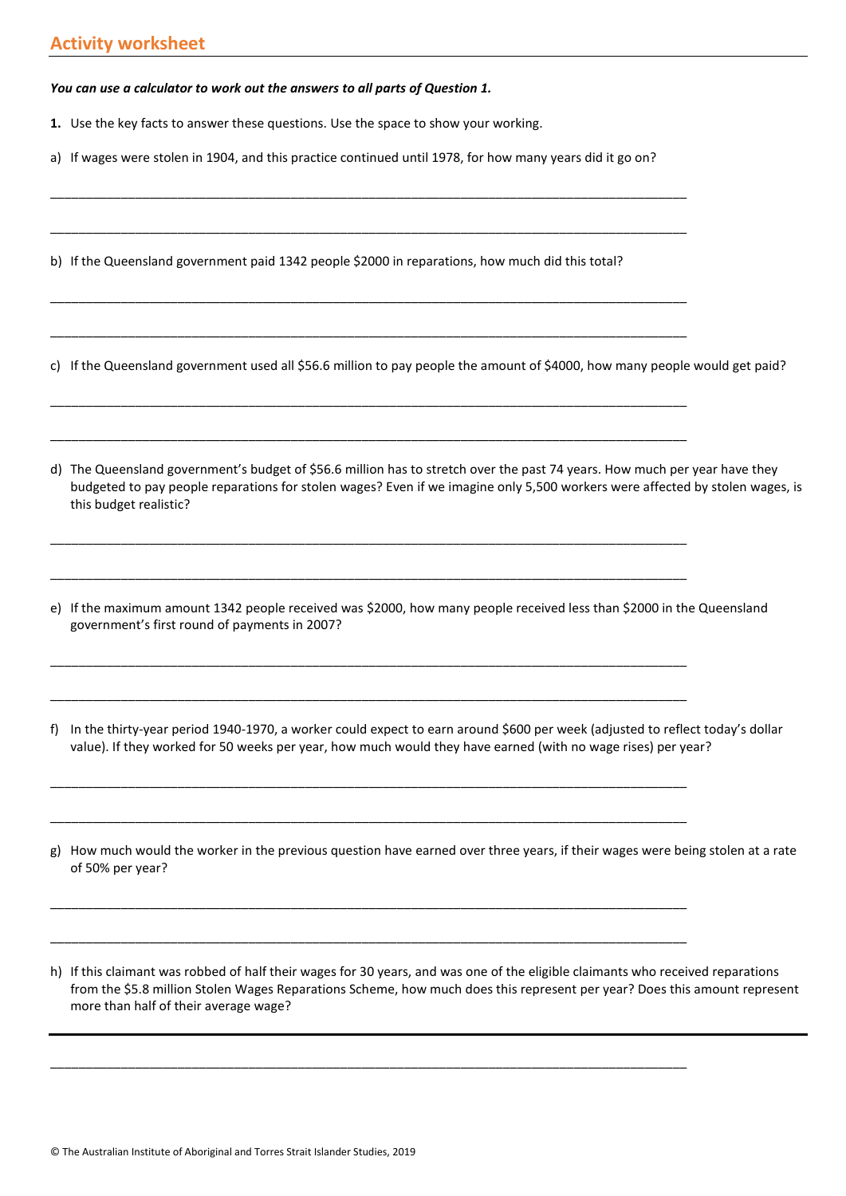## Activity worksheet

***You can use a calculator to work out the answers to all parts of Question 1.***

**1.** Use the key facts to answer these questions. Use the space to show your working.

a) If wages were stolen in 1904, and this practice continued until 1978, for how many years did it go on?

\_\_\_\_\_\_\_\_\_\_\_\_\_\_\_\_\_\_\_\_\_\_\_\_\_\_\_\_\_\_\_\_\_\_\_\_\_\_\_\_\_\_\_\_\_\_\_\_\_\_\_\_\_\_\_\_\_\_\_\_\_\_\_\_\_\_\_\_\_\_\_\_\_\_\_\_\_\_

\_\_\_\_\_\_\_\_\_\_\_\_\_\_\_\_\_\_\_\_\_\_\_\_\_\_\_\_\_\_\_\_\_\_\_\_\_\_\_\_\_\_\_\_\_\_\_\_\_\_\_\_\_\_\_\_\_\_\_\_\_\_\_\_\_\_\_\_\_\_\_\_\_\_\_\_\_\_

b) If the Queensland government paid 1342 people $2000 in reparations, how much did this total?

\_\_\_\_\_\_\_\_\_\_\_\_\_\_\_\_\_\_\_\_\_\_\_\_\_\_\_\_\_\_\_\_\_\_\_\_\_\_\_\_\_\_\_\_\_\_\_\_\_\_\_\_\_\_\_\_\_\_\_\_\_\_\_\_\_\_\_\_\_\_\_\_\_\_\_\_\_\_

\_\_\_\_\_\_\_\_\_\_\_\_\_\_\_\_\_\_\_\_\_\_\_\_\_\_\_\_\_\_\_\_\_\_\_\_\_\_\_\_\_\_\_\_\_\_\_\_\_\_\_\_\_\_\_\_\_\_\_\_\_\_\_\_\_\_\_\_\_\_\_\_\_\_\_\_\_\_

c) If the Queensland government used all $56.6 million to pay people the amount of $4000, how many people would get paid?

\_\_\_\_\_\_\_\_\_\_\_\_\_\_\_\_\_\_\_\_\_\_\_\_\_\_\_\_\_\_\_\_\_\_\_\_\_\_\_\_\_\_\_\_\_\_\_\_\_\_\_\_\_\_\_\_\_\_\_\_\_\_\_\_\_\_\_\_\_\_\_\_\_\_\_\_\_\_

\_\_\_\_\_\_\_\_\_\_\_\_\_\_\_\_\_\_\_\_\_\_\_\_\_\_\_\_\_\_\_\_\_\_\_\_\_\_\_\_\_\_\_\_\_\_\_\_\_\_\_\_\_\_\_\_\_\_\_\_\_\_\_\_\_\_\_\_\_\_\_\_\_\_\_\_\_\_

d) The Queensland government's budget of $56.6 million has to stretch over the past 74 years. How much per year have they budgeted to pay people reparations for stolen wages? Even if we imagine only 5,500 workers were affected by stolen wages, is this budget realistic?

\_\_\_\_\_\_\_\_\_\_\_\_\_\_\_\_\_\_\_\_\_\_\_\_\_\_\_\_\_\_\_\_\_\_\_\_\_\_\_\_\_\_\_\_\_\_\_\_\_\_\_\_\_\_\_\_\_\_\_\_\_\_\_\_\_\_\_\_\_\_\_\_\_\_\_\_\_\_

\_\_\_\_\_\_\_\_\_\_\_\_\_\_\_\_\_\_\_\_\_\_\_\_\_\_\_\_\_\_\_\_\_\_\_\_\_\_\_\_\_\_\_\_\_\_\_\_\_\_\_\_\_\_\_\_\_\_\_\_\_\_\_\_\_\_\_\_\_\_\_\_\_\_\_\_\_\_

e) If the maximum amount 1342 people received was $2000, how many people received less than $2000 in the Queensland government's first round of payments in 2007?

\_\_\_\_\_\_\_\_\_\_\_\_\_\_\_\_\_\_\_\_\_\_\_\_\_\_\_\_\_\_\_\_\_\_\_\_\_\_\_\_\_\_\_\_\_\_\_\_\_\_\_\_\_\_\_\_\_\_\_\_\_\_\_\_\_\_\_\_\_\_\_\_\_\_\_\_\_\_

\_\_\_\_\_\_\_\_\_\_\_\_\_\_\_\_\_\_\_\_\_\_\_\_\_\_\_\_\_\_\_\_\_\_\_\_\_\_\_\_\_\_\_\_\_\_\_\_\_\_\_\_\_\_\_\_\_\_\_\_\_\_\_\_\_\_\_\_\_\_\_\_\_\_\_\_\_\_

f) In the thirty-year period 1940-1970, a worker could expect to earn around $600 per week (adjusted to reflect today's dollar value). If they worked for 50 weeks per year, how much would they have earned (with no wage rises) per year?

\_\_\_\_\_\_\_\_\_\_\_\_\_\_\_\_\_\_\_\_\_\_\_\_\_\_\_\_\_\_\_\_\_\_\_\_\_\_\_\_\_\_\_\_\_\_\_\_\_\_\_\_\_\_\_\_\_\_\_\_\_\_\_\_\_\_\_\_\_\_\_\_\_\_\_\_\_\_

\_\_\_\_\_\_\_\_\_\_\_\_\_\_\_\_\_\_\_\_\_\_\_\_\_\_\_\_\_\_\_\_\_\_\_\_\_\_\_\_\_\_\_\_\_\_\_\_\_\_\_\_\_\_\_\_\_\_\_\_\_\_\_\_\_\_\_\_\_\_\_\_\_\_\_\_\_\_

g) How much would the worker in the previous question have earned over three years, if their wages were being stolen at a rate of 50% per year?

\_\_\_\_\_\_\_\_\_\_\_\_\_\_\_\_\_\_\_\_\_\_\_\_\_\_\_\_\_\_\_\_\_\_\_\_\_\_\_\_\_\_\_\_\_\_\_\_\_\_\_\_\_\_\_\_\_\_\_\_\_\_\_\_\_\_\_\_\_\_\_\_\_\_\_\_\_\_

\_\_\_\_\_\_\_\_\_\_\_\_\_\_\_\_\_\_\_\_\_\_\_\_\_\_\_\_\_\_\_\_\_\_\_\_\_\_\_\_\_\_\_\_\_\_\_\_\_\_\_\_\_\_\_\_\_\_\_\_\_\_\_\_\_\_\_\_\_\_\_\_\_\_\_\_\_\_

h) If this claimant was robbed of half their wages for 30 years, and was one of the eligible claimants who received reparations from the $5.8 million Stolen Wages Reparations Scheme, how much does this represent per year? Does this amount represent more than half of their average wage?

\_\_\_\_\_\_\_\_\_\_\_\_\_\_\_\_\_\_\_\_\_\_\_\_\_\_\_\_\_\_\_\_\_\_\_\_\_\_\_\_\_\_\_\_\_\_\_\_\_\_\_\_\_\_\_\_\_\_\_\_\_\_\_\_\_\_\_\_\_\_\_\_\_\_\_\_\_\_

© The Australian Institute of Aboriginal and Torres Strait Islander Studies, 2019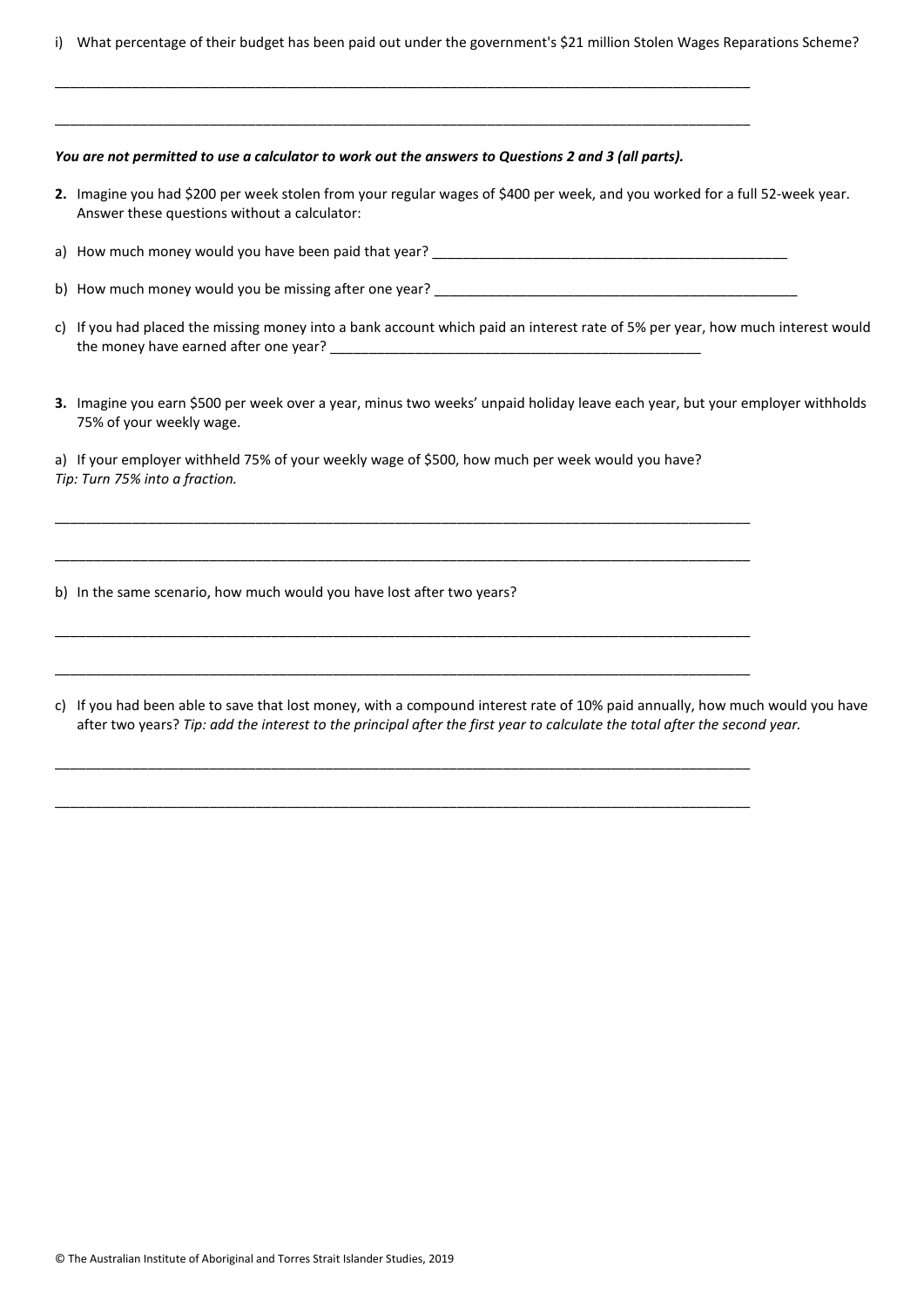i) What percentage of their budget has been paid out under the government's $21 million Stolen Wages Reparations Scheme?

_______________________________________________________________________________________________

_______________________________________________________________________________________________

***You are not permitted to use a calculator to work out the answers to Questions 2 and 3 (all parts).***

**2.** Imagine you had $200 per week stolen from your regular wages of $400 per week, and you worked for a full 52-week year. Answer these questions without a calculator:

a) How much money would you have been paid that year? ________________________________________________

b) How much money would you be missing after one year? ________________________________________________

c) If you had placed the missing money into a bank account which paid an interest rate of 5% per year, how much interest would the money have earned after one year? ________________________________________________

**3.** Imagine you earn $500 per week over a year, minus two weeks' unpaid holiday leave each year, but your employer withholds 75% of your weekly wage.

a) If your employer withheld 75% of your weekly wage of $500, how much per week would you have?
*Tip: Turn 75% into a fraction.*

_______________________________________________________________________________________________

_______________________________________________________________________________________________

b) In the same scenario, how much would you have lost after two years?

_______________________________________________________________________________________________

_______________________________________________________________________________________________

c) If you had been able to save that lost money, with a compound interest rate of 10% paid annually, how much would you have after two years? *Tip: add the interest to the principal after the first year to calculate the total after the second year.*

_______________________________________________________________________________________________

_______________________________________________________________________________________________

© The Australian Institute of Aboriginal and Torres Strait Islander Studies, 2019